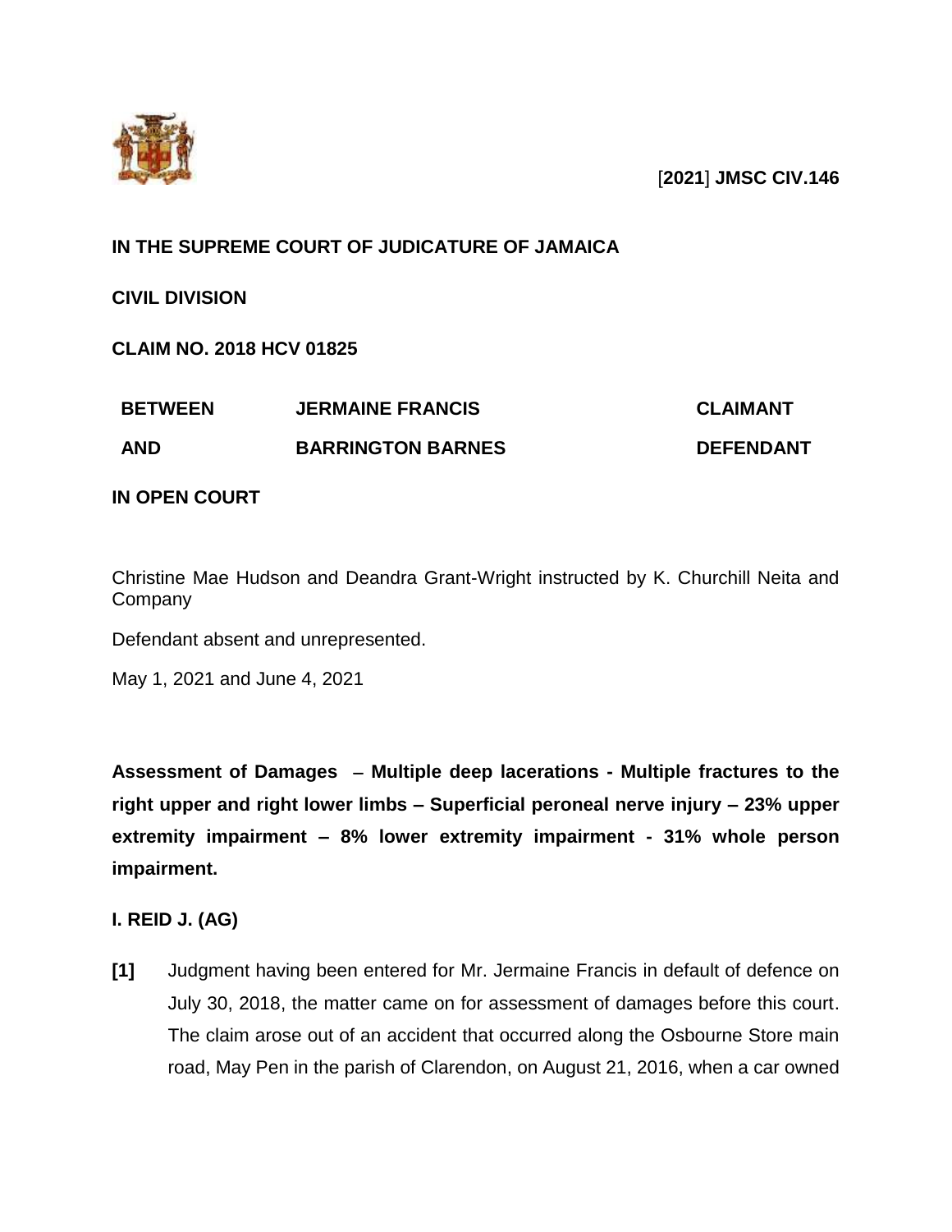[2021] JMSC CIV.146

**IN THE SUPREME COURT OF JUDICATURE OF JAMAICA**

**CIVIL DIVISION**

**CLAIM NO. 2018 HCV 01825**

| | | |
|---|---|---|
| **BETWEEN** | **JERMAINE FRANCIS** | **CLAIMANT** |
| **AND** | **BARRINGTON BARNES** | **DEFENDANT** |

**IN OPEN COURT**

Christine Mae Hudson and Deandra Grant-Wright instructed by K. Churchill Neita and Company

Defendant absent and unrepresented.

May 1, 2021 and June 4, 2021

**Assessment of Damages – Multiple deep lacerations - Multiple fractures to the right upper and right lower limbs – Superficial peroneal nerve injury – 23% upper extremity impairment – 8% lower extremity impairment - 31% whole person impairment.**

**I. REID J. (AG)**

**[1]** Judgment having been entered for Mr. Jermaine Francis in default of defence on July 30, 2018, the matter came on for assessment of damages before this court. The claim arose out of an accident that occurred along the Osbourne Store main road, May Pen in the parish of Clarendon, on August 21, 2016, when a car owned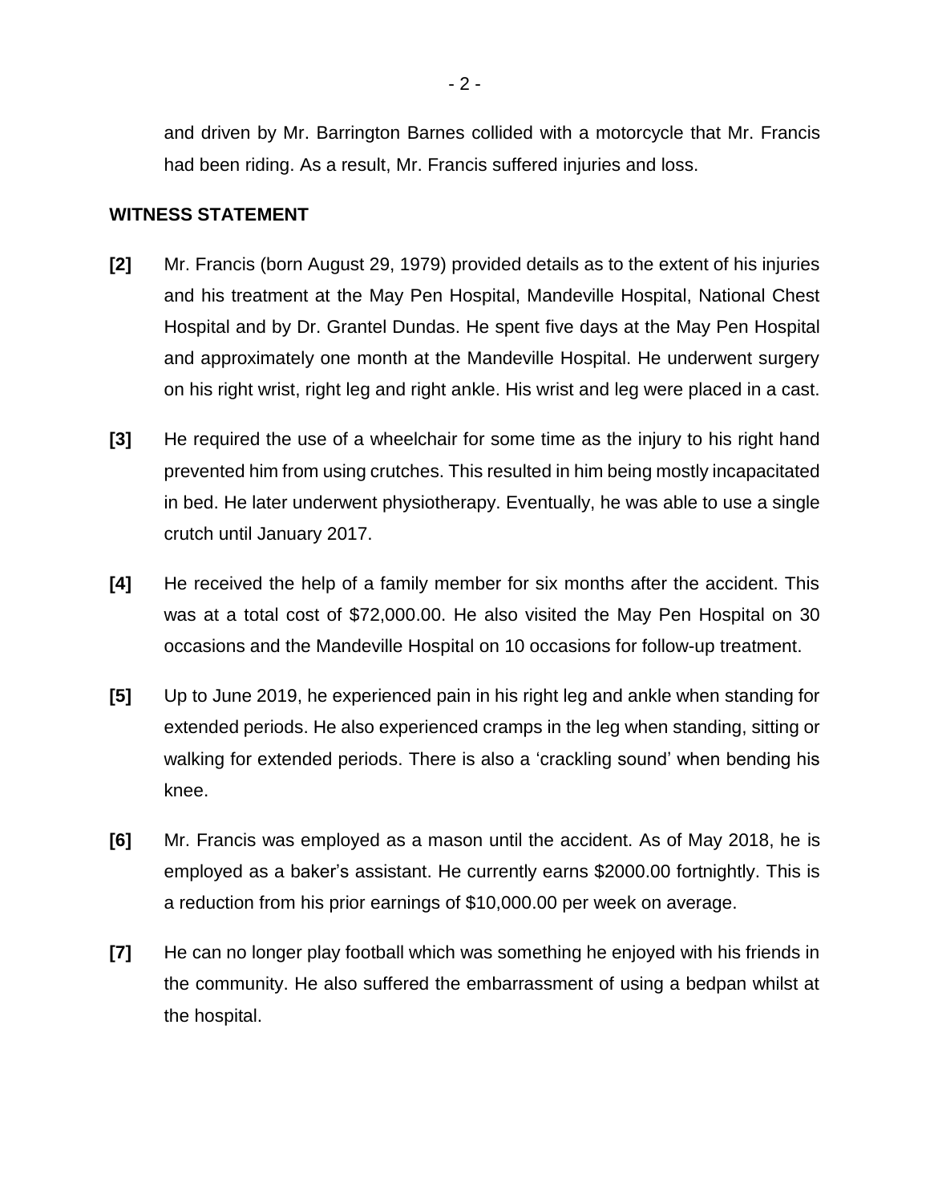and driven by Mr. Barrington Barnes collided with a motorcycle that Mr. Francis had been riding. As a result, Mr. Francis suffered injuries and loss.

## WITNESS STATEMENT

**[2]** Mr. Francis (born August 29, 1979) provided details as to the extent of his injuries and his treatment at the May Pen Hospital, Mandeville Hospital, National Chest Hospital and by Dr. Grantel Dundas. He spent five days at the May Pen Hospital and approximately one month at the Mandeville Hospital. He underwent surgery on his right wrist, right leg and right ankle. His wrist and leg were placed in a cast.

**[3]** He required the use of a wheelchair for some time as the injury to his right hand prevented him from using crutches. This resulted in him being mostly incapacitated in bed. He later underwent physiotherapy. Eventually, he was able to use a single crutch until January 2017.

**[4]** He received the help of a family member for six months after the accident. This was at a total cost of $72,000.00. He also visited the May Pen Hospital on 30 occasions and the Mandeville Hospital on 10 occasions for follow-up treatment.

**[5]** Up to June 2019, he experienced pain in his right leg and ankle when standing for extended periods. He also experienced cramps in the leg when standing, sitting or walking for extended periods. There is also a 'crackling sound' when bending his knee.

**[6]** Mr. Francis was employed as a mason until the accident. As of May 2018, he is employed as a baker's assistant. He currently earns $2000.00 fortnightly. This is a reduction from his prior earnings of $10,000.00 per week on average.

**[7]** He can no longer play football which was something he enjoyed with his friends in the community. He also suffered the embarrassment of using a bedpan whilst at the hospital.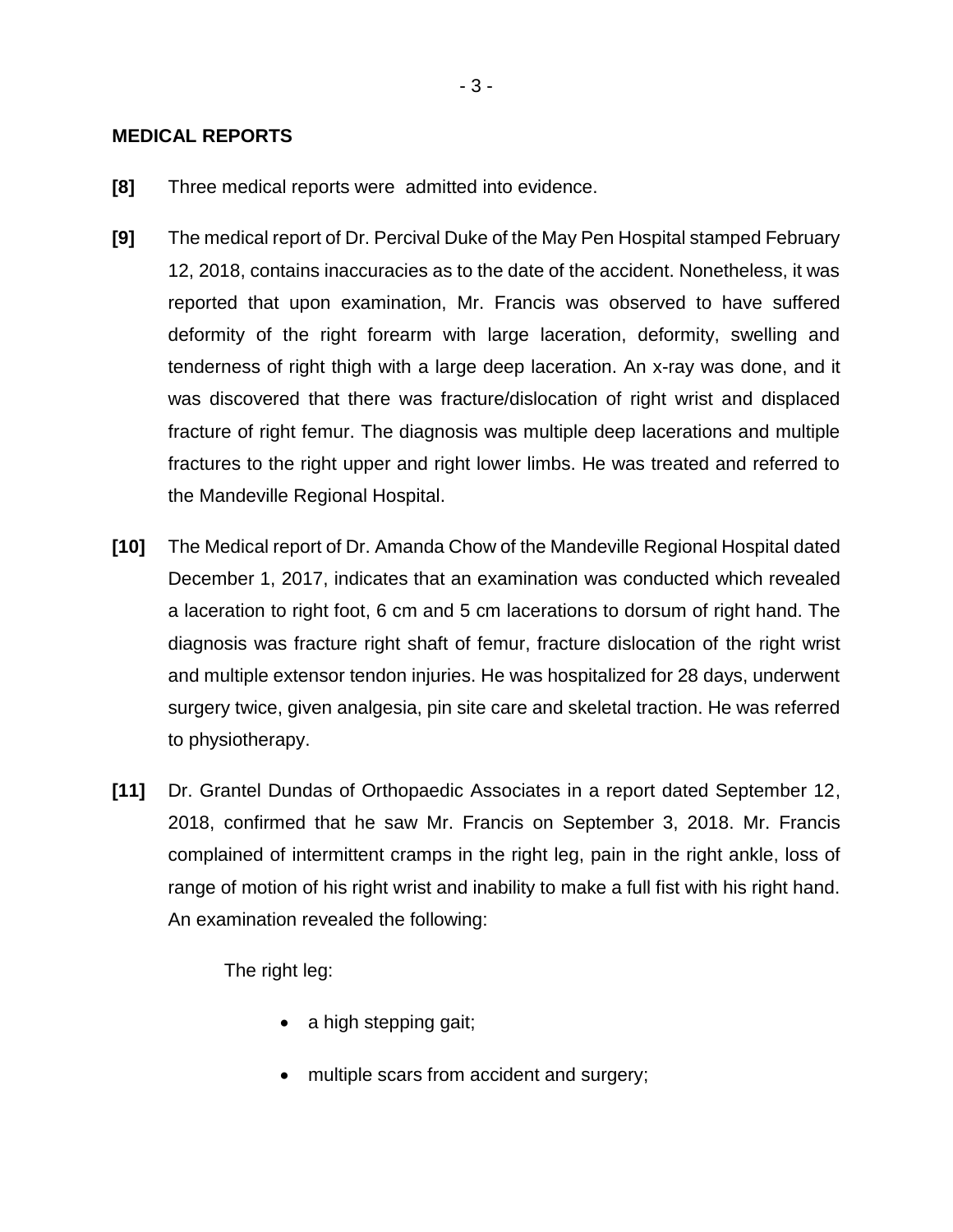**MEDICAL REPORTS**

**[8]** Three medical reports were admitted into evidence.

**[9]** The medical report of Dr. Percival Duke of the May Pen Hospital stamped February 12, 2018, contains inaccuracies as to the date of the accident. Nonetheless, it was reported that upon examination, Mr. Francis was observed to have suffered deformity of the right forearm with large laceration, deformity, swelling and tenderness of right thigh with a large deep laceration. An x-ray was done, and it was discovered that there was fracture/dislocation of right wrist and displaced fracture of right femur. The diagnosis was multiple deep lacerations and multiple fractures to the right upper and right lower limbs. He was treated and referred to the Mandeville Regional Hospital.

**[10]** The Medical report of Dr. Amanda Chow of the Mandeville Regional Hospital dated December 1, 2017, indicates that an examination was conducted which revealed a laceration to right foot, 6 cm and 5 cm lacerations to dorsum of right hand. The diagnosis was fracture right shaft of femur, fracture dislocation of the right wrist and multiple extensor tendon injuries. He was hospitalized for 28 days, underwent surgery twice, given analgesia, pin site care and skeletal traction. He was referred to physiotherapy.

**[11]** Dr. Grantel Dundas of Orthopaedic Associates in a report dated September 12, 2018, confirmed that he saw Mr. Francis on September 3, 2018. Mr. Francis complained of intermittent cramps in the right leg, pain in the right ankle, loss of range of motion of his right wrist and inability to make a full fist with his right hand. An examination revealed the following:

The right leg:

- a high stepping gait;
- multiple scars from accident and surgery;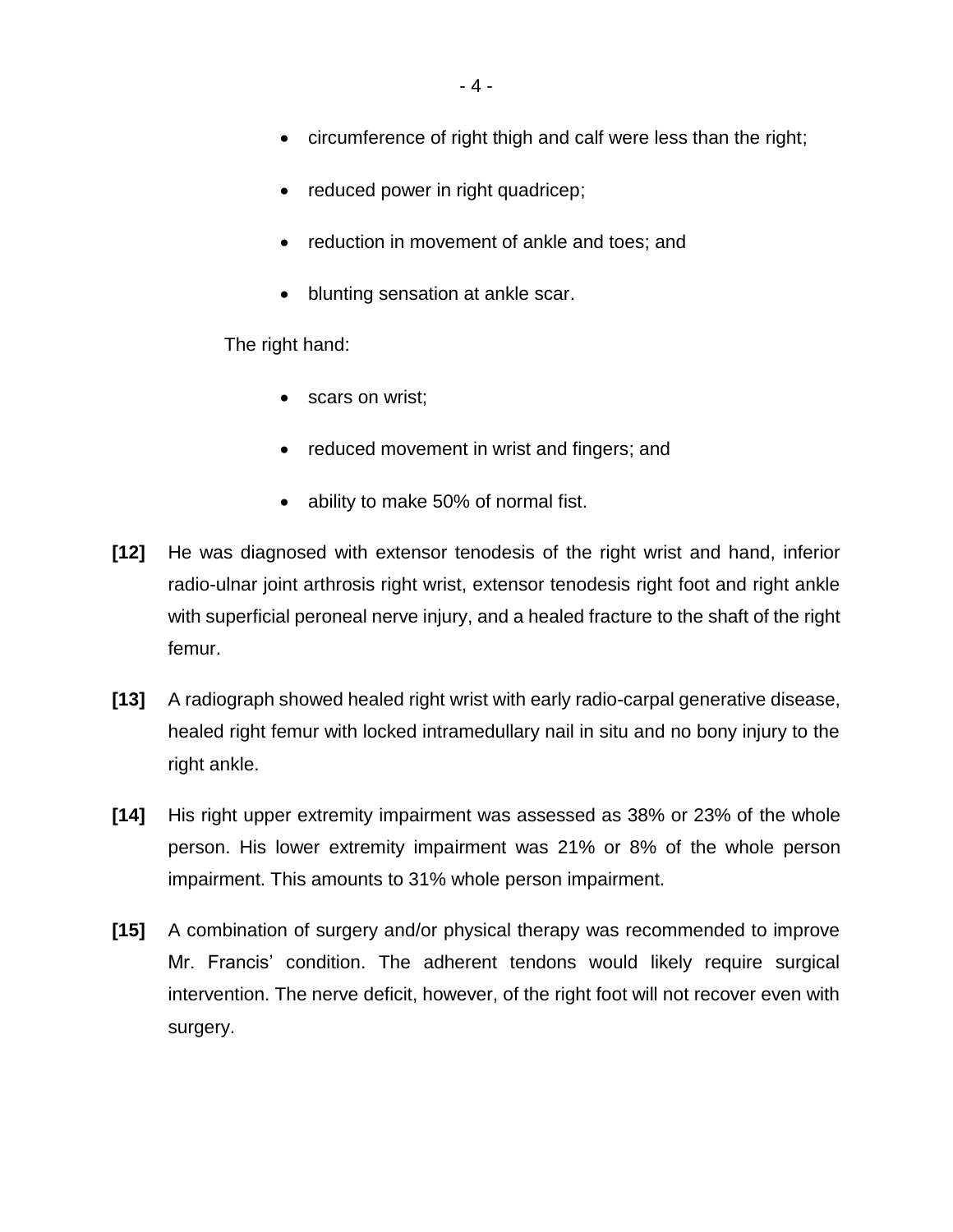- circumference of right thigh and calf were less than the right;
- reduced power in right quadricep;
- reduction in movement of ankle and toes; and
- blunting sensation at ankle scar.

The right hand:

- scars on wrist;
- reduced movement in wrist and fingers; and
- ability to make 50% of normal fist.

**[12]** He was diagnosed with extensor tenodesis of the right wrist and hand, inferior radio-ulnar joint arthrosis right wrist, extensor tenodesis right foot and right ankle with superficial peroneal nerve injury, and a healed fracture to the shaft of the right femur.

**[13]** A radiograph showed healed right wrist with early radio-carpal generative disease, healed right femur with locked intramedullary nail in situ and no bony injury to the right ankle.

**[14]** His right upper extremity impairment was assessed as 38% or 23% of the whole person. His lower extremity impairment was 21% or 8% of the whole person impairment. This amounts to 31% whole person impairment.

**[15]** A combination of surgery and/or physical therapy was recommended to improve Mr. Francis' condition. The adherent tendons would likely require surgical intervention. The nerve deficit, however, of the right foot will not recover even with surgery.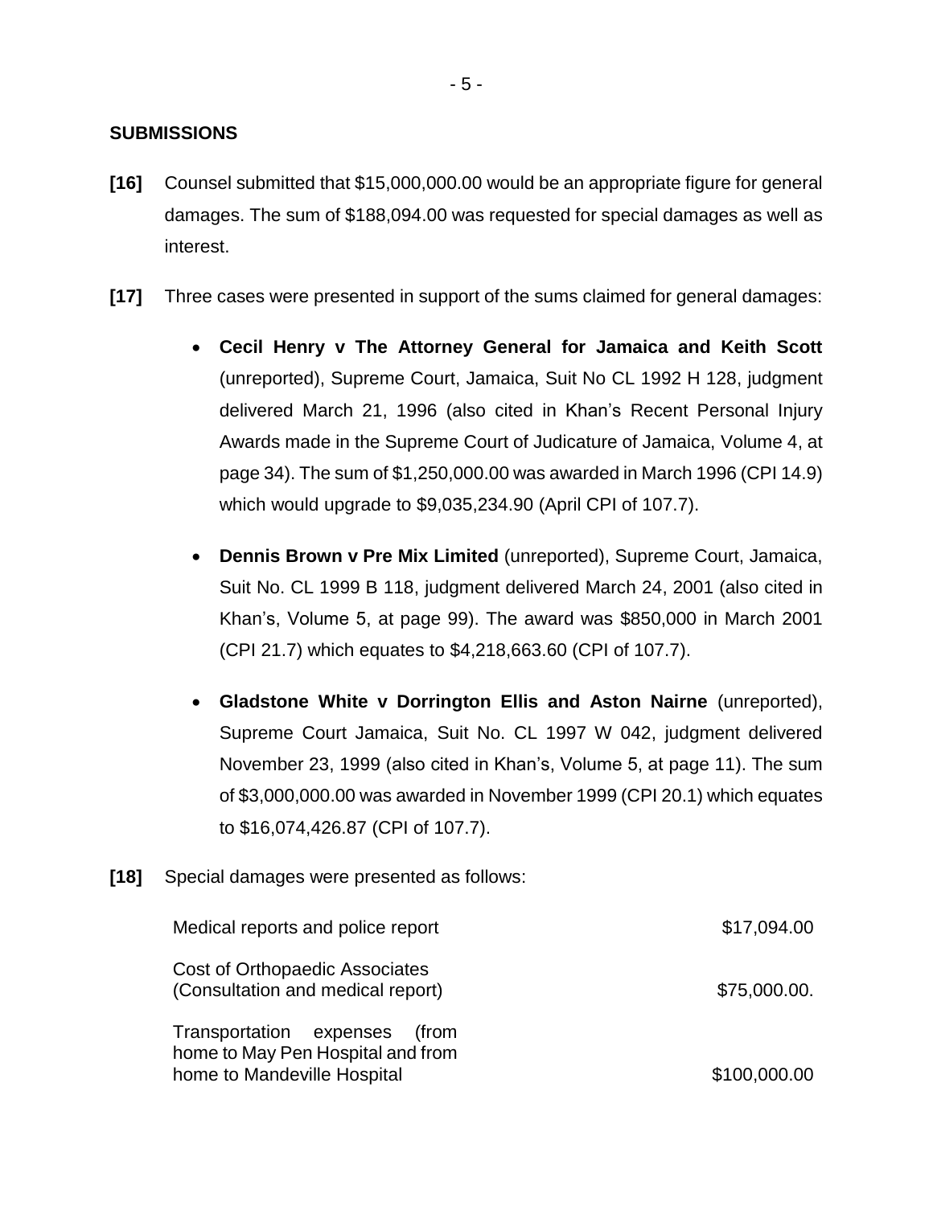## SUBMISSIONS

**[16]** Counsel submitted that $15,000,000.00 would be an appropriate figure for general damages. The sum of $188,094.00 was requested for special damages as well as interest.

**[17]** Three cases were presented in support of the sums claimed for general damages:

- **Cecil Henry v The Attorney General for Jamaica and Keith Scott** (unreported), Supreme Court, Jamaica, Suit No CL 1992 H 128, judgment delivered March 21, 1996 (also cited in Khan's Recent Personal Injury Awards made in the Supreme Court of Judicature of Jamaica, Volume 4, at page 34). The sum of $1,250,000.00 was awarded in March 1996 (CPI 14.9) which would upgrade to $9,035,234.90 (April CPI of 107.7).

- **Dennis Brown v Pre Mix Limited** (unreported), Supreme Court, Jamaica, Suit No. CL 1999 B 118, judgment delivered March 24, 2001 (also cited in Khan's, Volume 5, at page 99). The award was $850,000 in March 2001 (CPI 21.7) which equates to $4,218,663.60 (CPI of 107.7).

- **Gladstone White v Dorrington Ellis and Aston Nairne** (unreported), Supreme Court Jamaica, Suit No. CL 1997 W 042, judgment delivered November 23, 1999 (also cited in Khan's, Volume 5, at page 11). The sum of $3,000,000.00 was awarded in November 1999 (CPI 20.1) which equates to $16,074,426.87 (CPI of 107.7).

**[18]** Special damages were presented as follows:

| | |
|---|---|
| Medical reports and police report | $17,094.00 |
| Cost of Orthopaedic Associates (Consultation and medical report) | $75,000.00. |
| Transportation expenses (from home to May Pen Hospital and from home to Mandeville Hospital | $100,000.00 |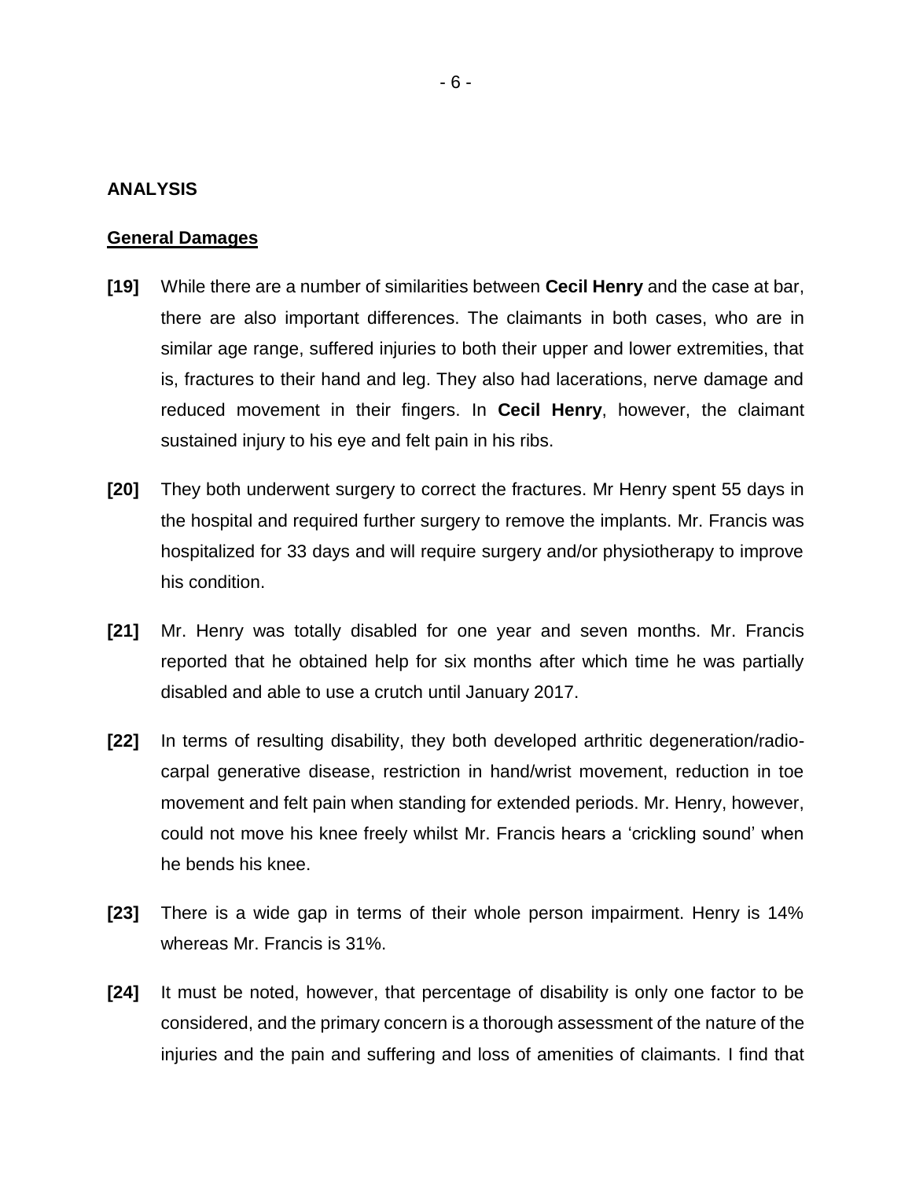## ANALYSIS

### General Damages

**[19]** While there are a number of similarities between **Cecil Henry** and the case at bar, there are also important differences. The claimants in both cases, who are in similar age range, suffered injuries to both their upper and lower extremities, that is, fractures to their hand and leg. They also had lacerations, nerve damage and reduced movement in their fingers. In **Cecil Henry**, however, the claimant sustained injury to his eye and felt pain in his ribs.

**[20]** They both underwent surgery to correct the fractures. Mr Henry spent 55 days in the hospital and required further surgery to remove the implants. Mr. Francis was hospitalized for 33 days and will require surgery and/or physiotherapy to improve his condition.

**[21]** Mr. Henry was totally disabled for one year and seven months. Mr. Francis reported that he obtained help for six months after which time he was partially disabled and able to use a crutch until January 2017.

**[22]** In terms of resulting disability, they both developed arthritic degeneration/radio-carpal generative disease, restriction in hand/wrist movement, reduction in toe movement and felt pain when standing for extended periods. Mr. Henry, however, could not move his knee freely whilst Mr. Francis hears a 'crickling sound' when he bends his knee.

**[23]** There is a wide gap in terms of their whole person impairment. Henry is 14% whereas Mr. Francis is 31%.

**[24]** It must be noted, however, that percentage of disability is only one factor to be considered, and the primary concern is a thorough assessment of the nature of the injuries and the pain and suffering and loss of amenities of claimants. I find that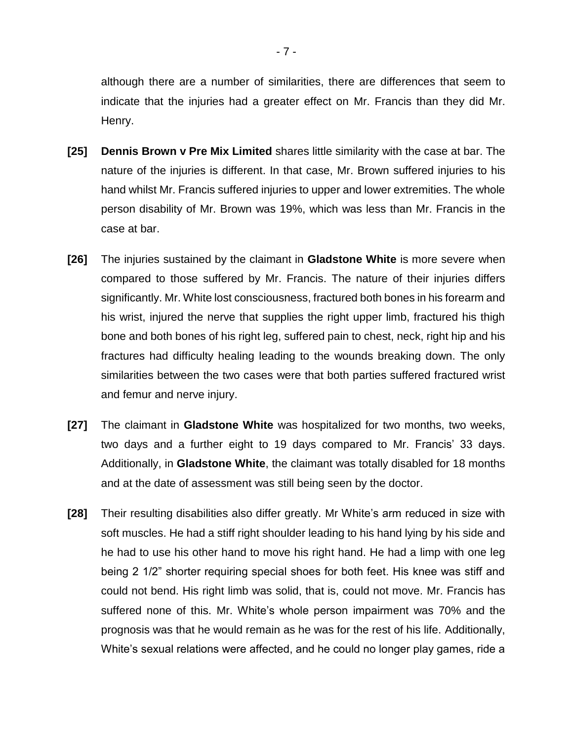although there are a number of similarities, there are differences that seem to indicate that the injuries had a greater effect on Mr. Francis than they did Mr. Henry.

**[25]** **Dennis Brown v Pre Mix Limited** shares little similarity with the case at bar. The nature of the injuries is different. In that case, Mr. Brown suffered injuries to his hand whilst Mr. Francis suffered injuries to upper and lower extremities. The whole person disability of Mr. Brown was 19%, which was less than Mr. Francis in the case at bar.

**[26]** The injuries sustained by the claimant in **Gladstone White** is more severe when compared to those suffered by Mr. Francis. The nature of their injuries differs significantly. Mr. White lost consciousness, fractured both bones in his forearm and his wrist, injured the nerve that supplies the right upper limb, fractured his thigh bone and both bones of his right leg, suffered pain to chest, neck, right hip and his fractures had difficulty healing leading to the wounds breaking down. The only similarities between the two cases were that both parties suffered fractured wrist and femur and nerve injury.

**[27]** The claimant in **Gladstone White** was hospitalized for two months, two weeks, two days and a further eight to 19 days compared to Mr. Francis' 33 days. Additionally, in **Gladstone White**, the claimant was totally disabled for 18 months and at the date of assessment was still being seen by the doctor.

**[28]** Their resulting disabilities also differ greatly. Mr White's arm reduced in size with soft muscles. He had a stiff right shoulder leading to his hand lying by his side and he had to use his other hand to move his right hand. He had a limp with one leg being 2 1/2" shorter requiring special shoes for both feet. His knee was stiff and could not bend. His right limb was solid, that is, could not move. Mr. Francis has suffered none of this. Mr. White's whole person impairment was 70% and the prognosis was that he would remain as he was for the rest of his life. Additionally, White's sexual relations were affected, and he could no longer play games, ride a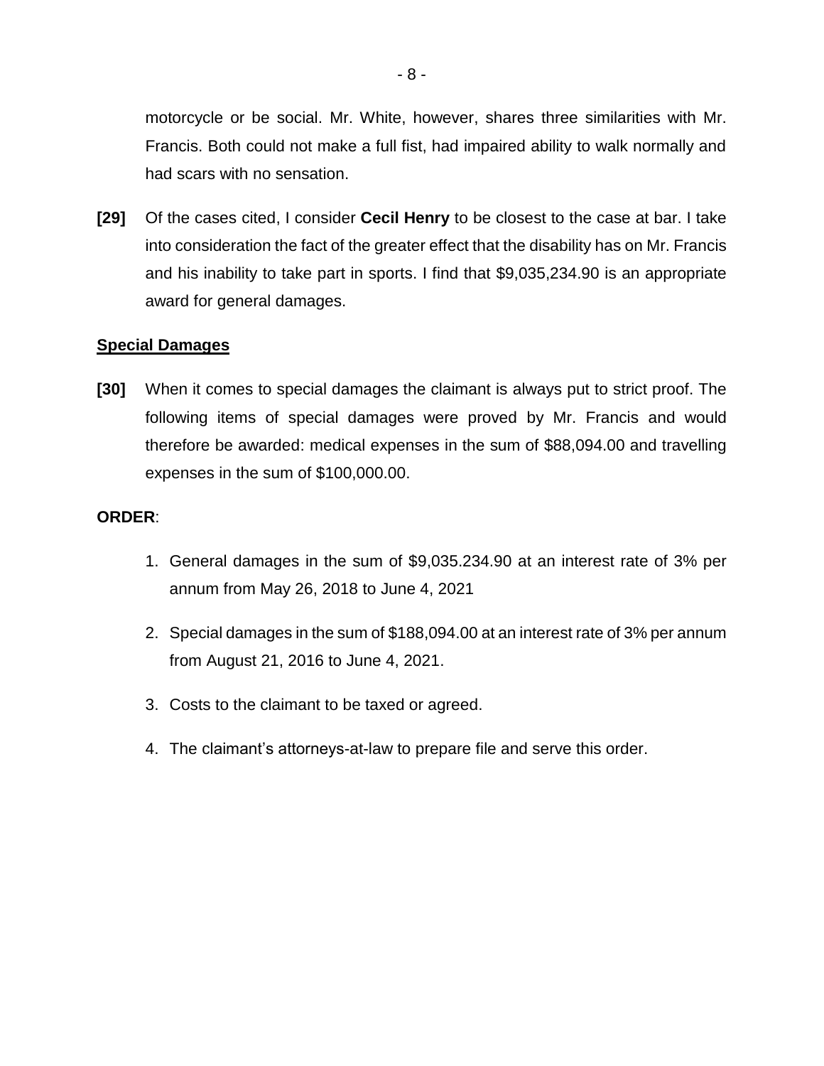motorcycle or be social. Mr. White, however, shares three similarities with Mr. Francis. Both could not make a full fist, had impaired ability to walk normally and had scars with no sensation.

**[29]** Of the cases cited, I consider **Cecil Henry** to be closest to the case at bar. I take into consideration the fact of the greater effect that the disability has on Mr. Francis and his inability to take part in sports. I find that $9,035,234.90 is an appropriate award for general damages.

**Special Damages**

**[30]** When it comes to special damages the claimant is always put to strict proof. The following items of special damages were proved by Mr. Francis and would therefore be awarded: medical expenses in the sum of $88,094.00 and travelling expenses in the sum of $100,000.00.

**ORDER**:

1. General damages in the sum of $9,035.234.90 at an interest rate of 3% per annum from May 26, 2018 to June 4, 2021

2. Special damages in the sum of $188,094.00 at an interest rate of 3% per annum from August 21, 2016 to June 4, 2021.

3. Costs to the claimant to be taxed or agreed.

4. The claimant's attorneys-at-law to prepare file and serve this order.